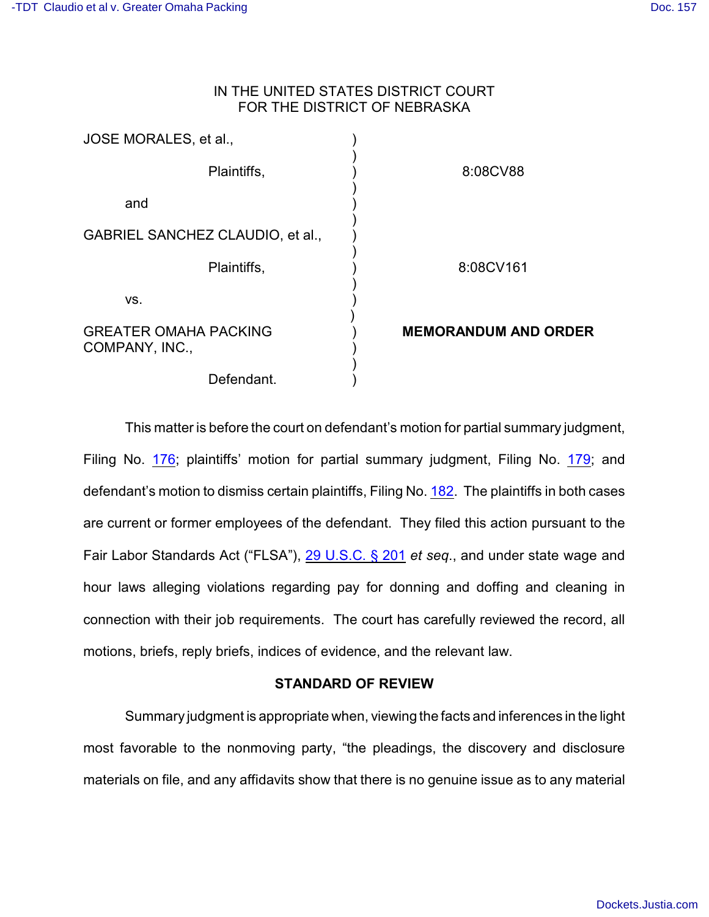IN THE UNITED STATES DISTRICT COURT
FOR THE DISTRICT OF NEBRASKA

| | | |
|---|---|---|
| JOSE MORALES, et al., Plaintiffs, | ) | 8:08CV88 |
| and | ) | |
| GABRIEL SANCHEZ CLAUDIO, et al., Plaintiffs, | ) | 8:08CV161 |
| vs. | ) | |
| GREATER OMAHA PACKING COMPANY, INC., Defendant. | ) | **MEMORANDUM AND ORDER** |

This matter is before the court on defendant's motion for partial summary judgment, Filing No. 176; plaintiffs' motion for partial summary judgment, Filing No. 179; and defendant's motion to dismiss certain plaintiffs, Filing No. 182. The plaintiffs in both cases are current or former employees of the defendant. They filed this action pursuant to the Fair Labor Standards Act ("FLSA"), 29 U.S.C. § 201 *et seq*., and under state wage and hour laws alleging violations regarding pay for donning and doffing and cleaning in connection with their job requirements. The court has carefully reviewed the record, all motions, briefs, reply briefs, indices of evidence, and the relevant law.

## STANDARD OF REVIEW

Summary judgment is appropriate when, viewing the facts and inferences in the light most favorable to the nonmoving party, "the pleadings, the discovery and disclosure materials on file, and any affidavits show that there is no genuine issue as to any material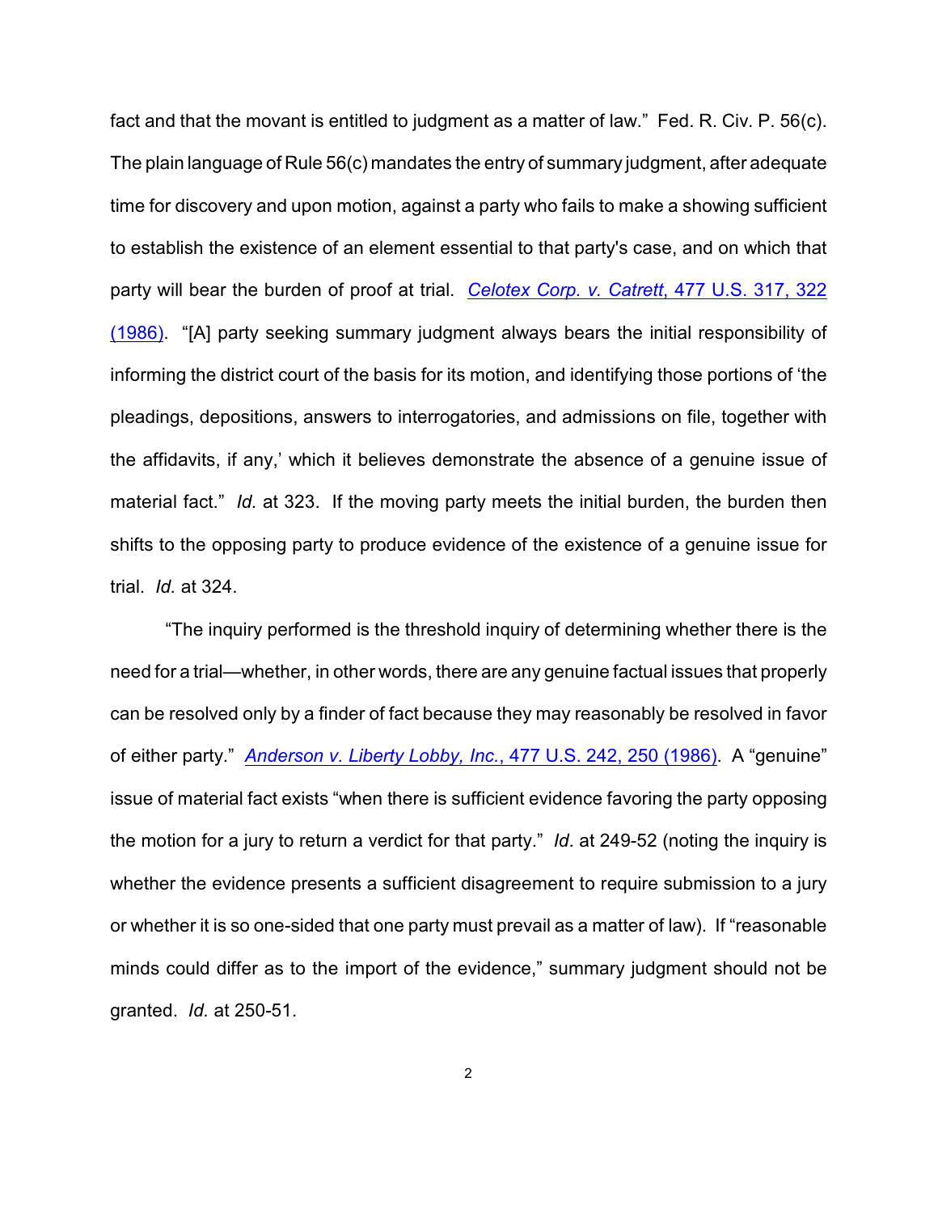fact and that the movant is entitled to judgment as a matter of law." Fed. R. Civ. P. 56(c). The plain language of Rule 56(c) mandates the entry of summary judgment, after adequate time for discovery and upon motion, against a party who fails to make a showing sufficient to establish the existence of an element essential to that party's case, and on which that party will bear the burden of proof at trial. *Celotex Corp. v. Catrett*, 477 U.S. 317, 322 (1986). "[A] party seeking summary judgment always bears the initial responsibility of informing the district court of the basis for its motion, and identifying those portions of 'the pleadings, depositions, answers to interrogatories, and admissions on file, together with the affidavits, if any,' which it believes demonstrate the absence of a genuine issue of material fact." *Id.* at 323. If the moving party meets the initial burden, the burden then shifts to the opposing party to produce evidence of the existence of a genuine issue for trial. *Id.* at 324.

"The inquiry performed is the threshold inquiry of determining whether there is the need for a trial—whether, in other words, there are any genuine factual issues that properly can be resolved only by a finder of fact because they may reasonably be resolved in favor of either party." *Anderson v. Liberty Lobby, Inc.*, 477 U.S. 242, 250 (1986). A "genuine" issue of material fact exists "when there is sufficient evidence favoring the party opposing the motion for a jury to return a verdict for that party." *Id*. at 249-52 (noting the inquiry is whether the evidence presents a sufficient disagreement to require submission to a jury or whether it is so one-sided that one party must prevail as a matter of law). If "reasonable minds could differ as to the import of the evidence," summary judgment should not be granted. *Id.* at 250-51.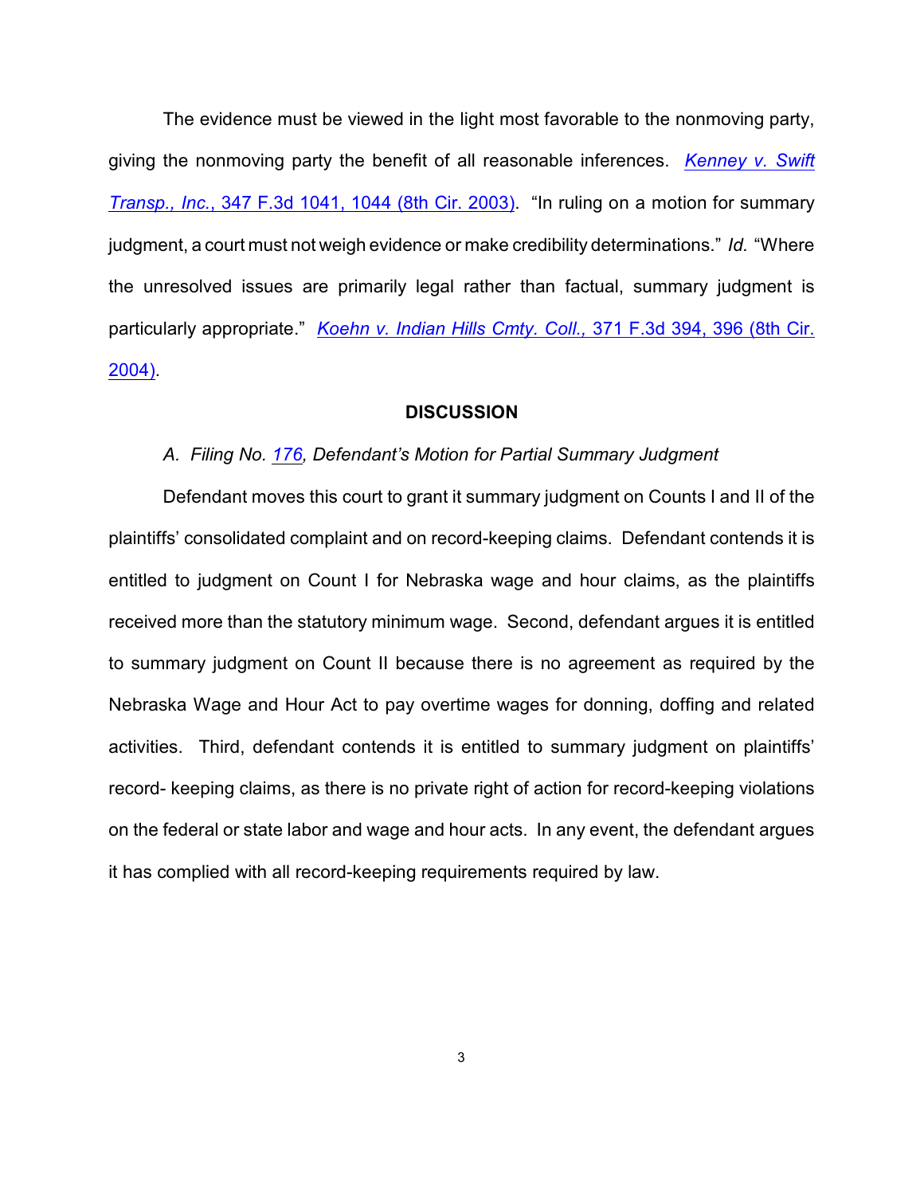The evidence must be viewed in the light most favorable to the nonmoving party, giving the nonmoving party the benefit of all reasonable inferences. *Kenney v. Swift Transp., Inc.*, 347 F.3d 1041, 1044 (8th Cir. 2003). "In ruling on a motion for summary judgment, a court must not weigh evidence or make credibility determinations." *Id.* "Where the unresolved issues are primarily legal rather than factual, summary judgment is particularly appropriate." *Koehn v. Indian Hills Cmty. Coll.*, 371 F.3d 394, 396 (8th Cir. 2004).

## DISCUSSION

*A. Filing No. 176, Defendant's Motion for Partial Summary Judgment*

Defendant moves this court to grant it summary judgment on Counts I and II of the plaintiffs' consolidated complaint and on record-keeping claims. Defendant contends it is entitled to judgment on Count I for Nebraska wage and hour claims, as the plaintiffs received more than the statutory minimum wage. Second, defendant argues it is entitled to summary judgment on Count II because there is no agreement as required by the Nebraska Wage and Hour Act to pay overtime wages for donning, doffing and related activities. Third, defendant contends it is entitled to summary judgment on plaintiffs' record- keeping claims, as there is no private right of action for record-keeping violations on the federal or state labor and wage and hour acts. In any event, the defendant argues it has complied with all record-keeping requirements required by law.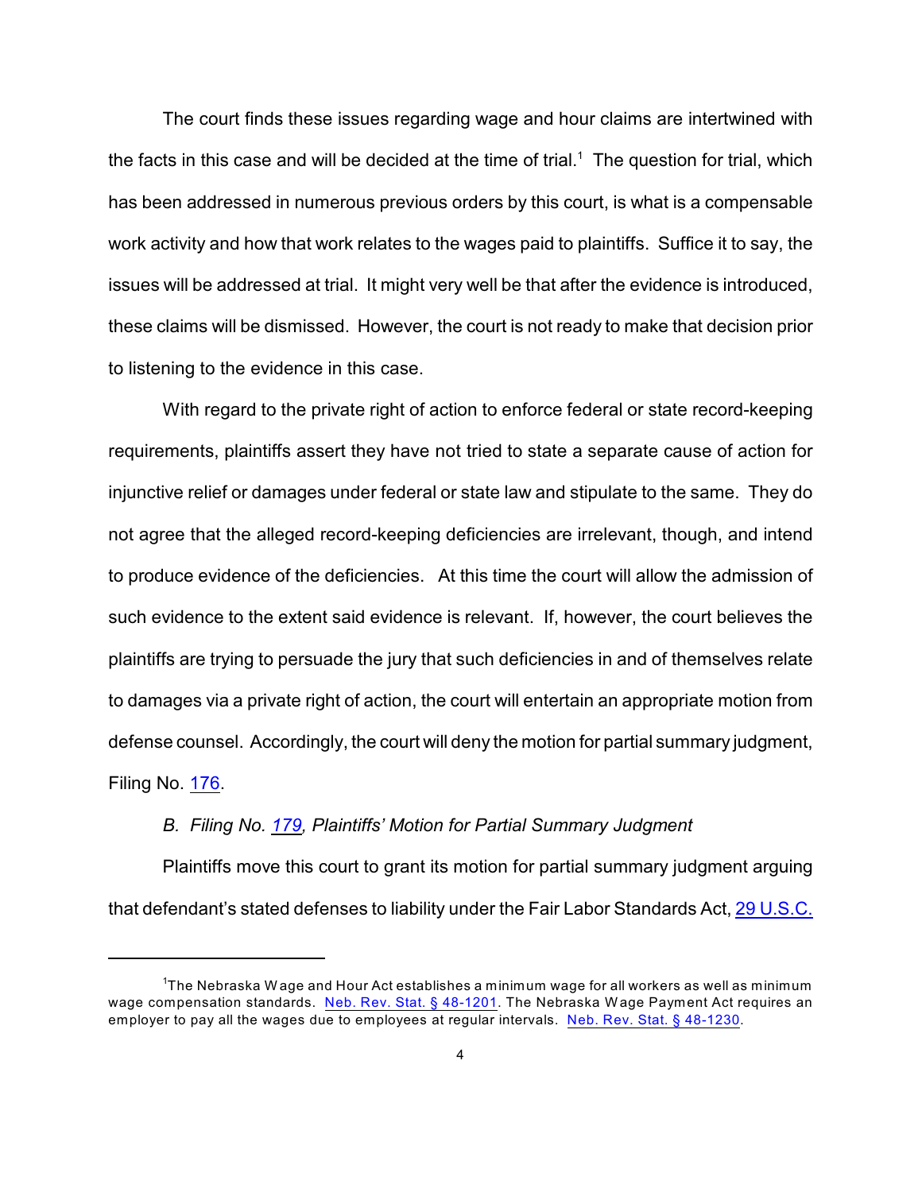The court finds these issues regarding wage and hour claims are intertwined with the facts in this case and will be decided at the time of trial.[1] The question for trial, which has been addressed in numerous previous orders by this court, is what is a compensable work activity and how that work relates to the wages paid to plaintiffs. Suffice it to say, the issues will be addressed at trial. It might very well be that after the evidence is introduced, these claims will be dismissed. However, the court is not ready to make that decision prior to listening to the evidence in this case.

With regard to the private right of action to enforce federal or state record-keeping requirements, plaintiffs assert they have not tried to state a separate cause of action for injunctive relief or damages under federal or state law and stipulate to the same. They do not agree that the alleged record-keeping deficiencies are irrelevant, though, and intend to produce evidence of the deficiencies. At this time the court will allow the admission of such evidence to the extent said evidence is relevant. If, however, the court believes the plaintiffs are trying to persuade the jury that such deficiencies in and of themselves relate to damages via a private right of action, the court will entertain an appropriate motion from defense counsel. Accordingly, the court will deny the motion for partial summary judgment, Filing No. 176.

*B. Filing No. 179, Plaintiffs' Motion for Partial Summary Judgment*

Plaintiffs move this court to grant its motion for partial summary judgment arguing that defendant's stated defenses to liability under the Fair Labor Standards Act, 29 U.S.C.

---

[1] The Nebraska Wage and Hour Act establishes a minimum wage for all workers as well as minimum wage compensation standards. Neb. Rev. Stat. § 48-1201. The Nebraska Wage Payment Act requires an employer to pay all the wages due to employees at regular intervals. Neb. Rev. Stat. § 48-1230.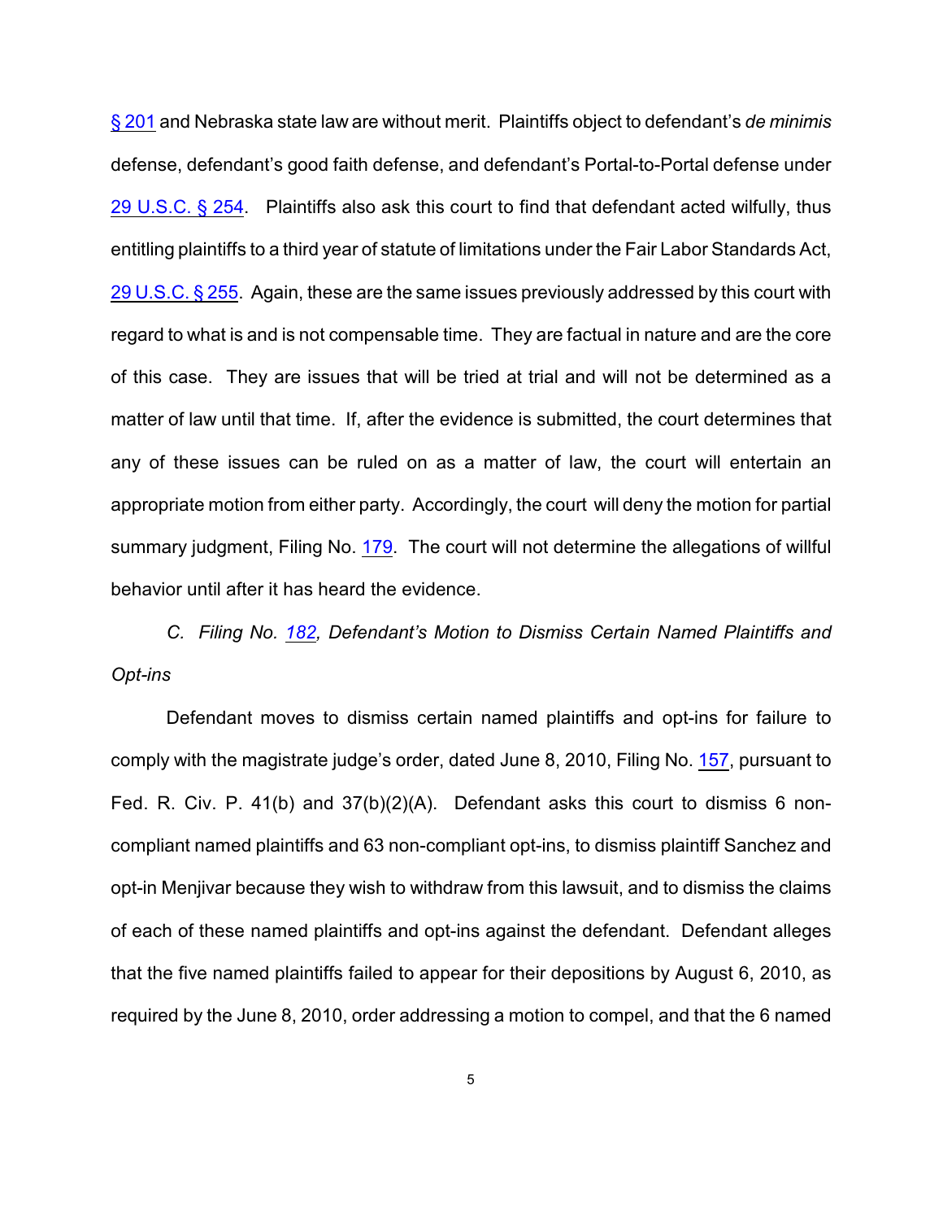§ 201 and Nebraska state law are without merit. Plaintiffs object to defendant's *de minimis* defense, defendant's good faith defense, and defendant's Portal-to-Portal defense under 29 U.S.C. § 254. Plaintiffs also ask this court to find that defendant acted wilfully, thus entitling plaintiffs to a third year of statute of limitations under the Fair Labor Standards Act, 29 U.S.C. § 255. Again, these are the same issues previously addressed by this court with regard to what is and is not compensable time. They are factual in nature and are the core of this case. They are issues that will be tried at trial and will not be determined as a matter of law until that time. If, after the evidence is submitted, the court determines that any of these issues can be ruled on as a matter of law, the court will entertain an appropriate motion from either party. Accordingly, the court will deny the motion for partial summary judgment, Filing No. 179. The court will not determine the allegations of willful behavior until after it has heard the evidence.

*C. Filing No. 182, Defendant's Motion to Dismiss Certain Named Plaintiffs and Opt-ins*

Defendant moves to dismiss certain named plaintiffs and opt-ins for failure to comply with the magistrate judge's order, dated June 8, 2010, Filing No. 157, pursuant to Fed. R. Civ. P. 41(b) and 37(b)(2)(A). Defendant asks this court to dismiss 6 non-compliant named plaintiffs and 63 non-compliant opt-ins, to dismiss plaintiff Sanchez and opt-in Menjivar because they wish to withdraw from this lawsuit, and to dismiss the claims of each of these named plaintiffs and opt-ins against the defendant. Defendant alleges that the five named plaintiffs failed to appear for their depositions by August 6, 2010, as required by the June 8, 2010, order addressing a motion to compel, and that the 6 named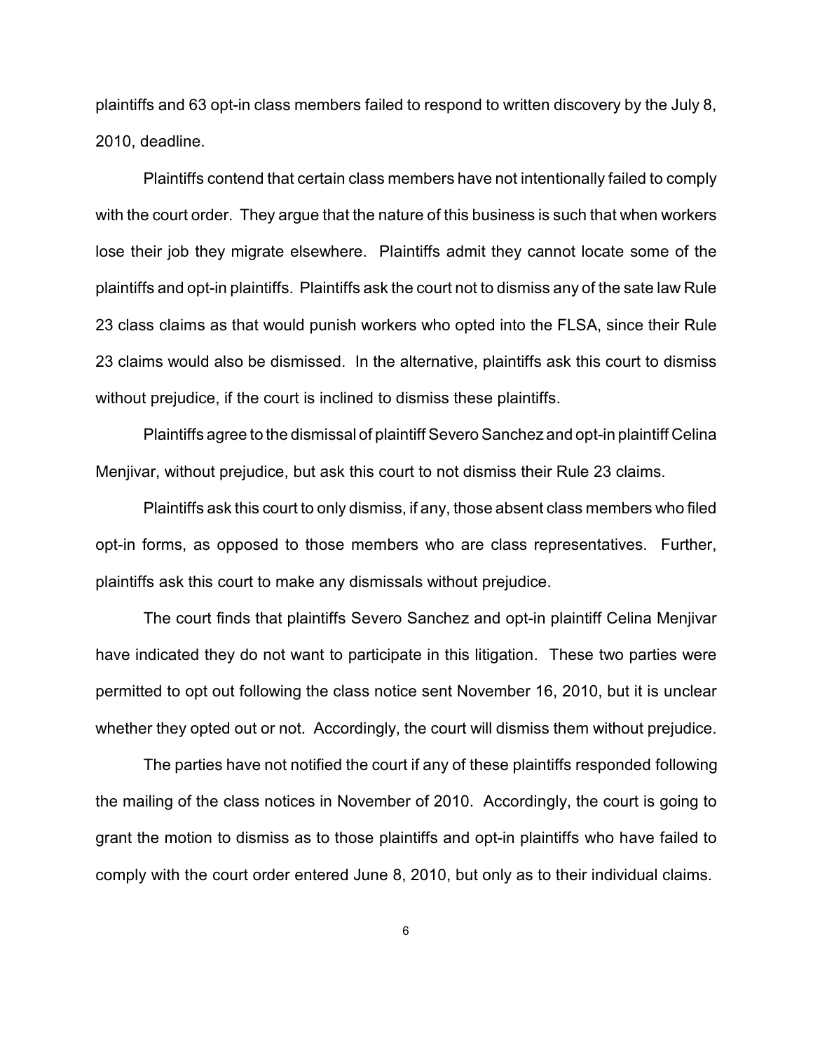plaintiffs and 63 opt-in class members failed to respond to written discovery by the July 8, 2010, deadline.

Plaintiffs contend that certain class members have not intentionally failed to comply with the court order. They argue that the nature of this business is such that when workers lose their job they migrate elsewhere. Plaintiffs admit they cannot locate some of the plaintiffs and opt-in plaintiffs. Plaintiffs ask the court not to dismiss any of the sate law Rule 23 class claims as that would punish workers who opted into the FLSA, since their Rule 23 claims would also be dismissed. In the alternative, plaintiffs ask this court to dismiss without prejudice, if the court is inclined to dismiss these plaintiffs.

Plaintiffs agree to the dismissal of plaintiff Severo Sanchez and opt-in plaintiff Celina Menjivar, without prejudice, but ask this court to not dismiss their Rule 23 claims.

Plaintiffs ask this court to only dismiss, if any, those absent class members who filed opt-in forms, as opposed to those members who are class representatives. Further, plaintiffs ask this court to make any dismissals without prejudice.

The court finds that plaintiffs Severo Sanchez and opt-in plaintiff Celina Menjivar have indicated they do not want to participate in this litigation. These two parties were permitted to opt out following the class notice sent November 16, 2010, but it is unclear whether they opted out or not. Accordingly, the court will dismiss them without prejudice.

The parties have not notified the court if any of these plaintiffs responded following the mailing of the class notices in November of 2010. Accordingly, the court is going to grant the motion to dismiss as to those plaintiffs and opt-in plaintiffs who have failed to comply with the court order entered June 8, 2010, but only as to their individual claims.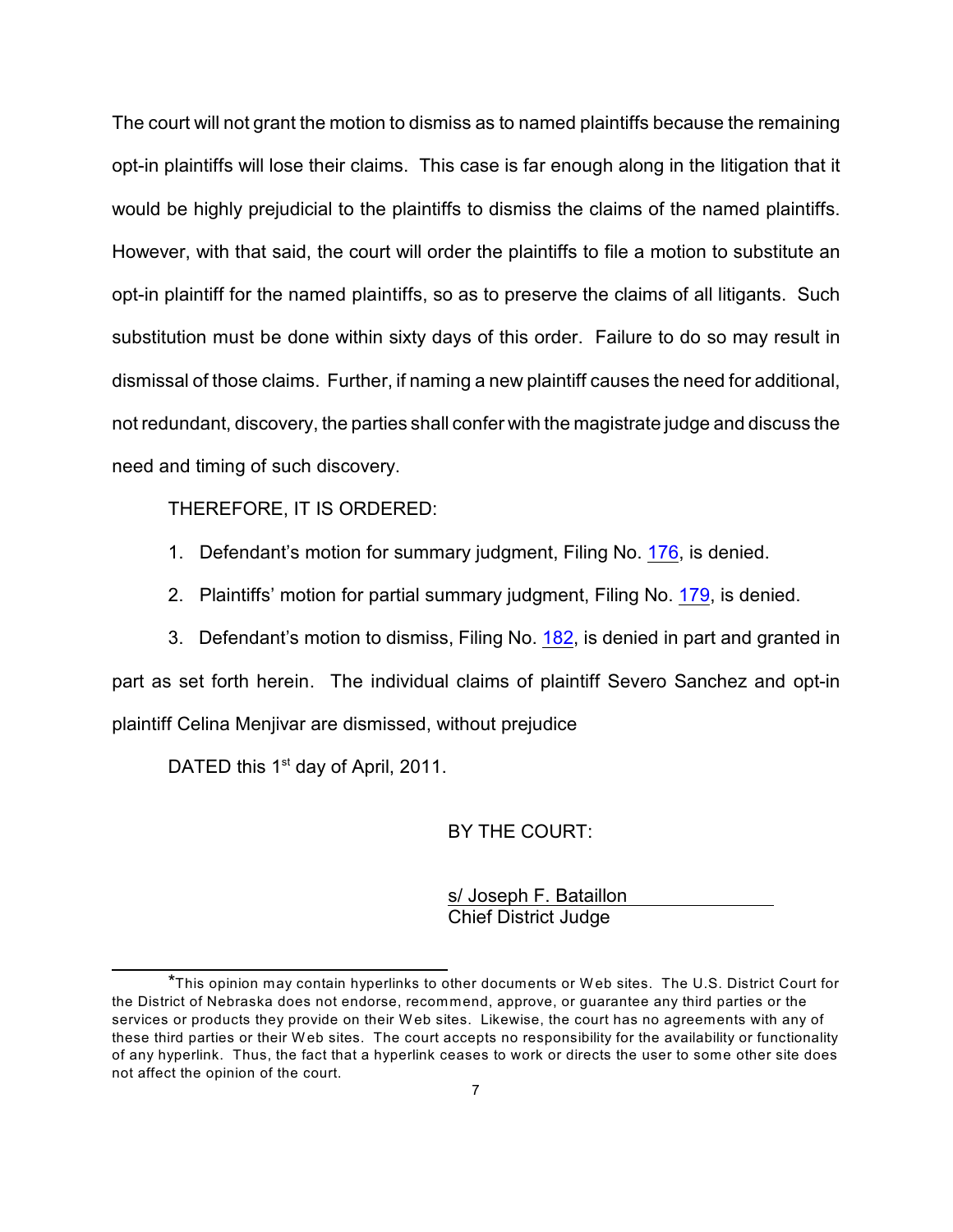The court will not grant the motion to dismiss as to named plaintiffs because the remaining opt-in plaintiffs will lose their claims. This case is far enough along in the litigation that it would be highly prejudicial to the plaintiffs to dismiss the claims of the named plaintiffs. However, with that said, the court will order the plaintiffs to file a motion to substitute an opt-in plaintiff for the named plaintiffs, so as to preserve the claims of all litigants. Such substitution must be done within sixty days of this order. Failure to do so may result in dismissal of those claims. Further, if naming a new plaintiff causes the need for additional, not redundant, discovery, the parties shall confer with the magistrate judge and discuss the need and timing of such discovery.

THEREFORE, IT IS ORDERED:

1. Defendant's motion for summary judgment, Filing No. 176, is denied.

2. Plaintiffs' motion for partial summary judgment, Filing No. 179, is denied.

3. Defendant's motion to dismiss, Filing No. 182, is denied in part and granted in part as set forth herein. The individual claims of plaintiff Severo Sanchez and opt-in plaintiff Celina Menjivar are dismissed, without prejudice

DATED this 1st day of April, 2011.

BY THE COURT:

s/ Joseph F. Bataillon
Chief District Judge

*This opinion may contain hyperlinks to other documents or Web sites. The U.S. District Court for the District of Nebraska does not endorse, recommend, approve, or guarantee any third parties or the services or products they provide on their Web sites. Likewise, the court has no agreements with any of these third parties or their Web sites. The court accepts no responsibility for the availability or functionality of any hyperlink. Thus, the fact that a hyperlink ceases to work or directs the user to some other site does not affect the opinion of the court.